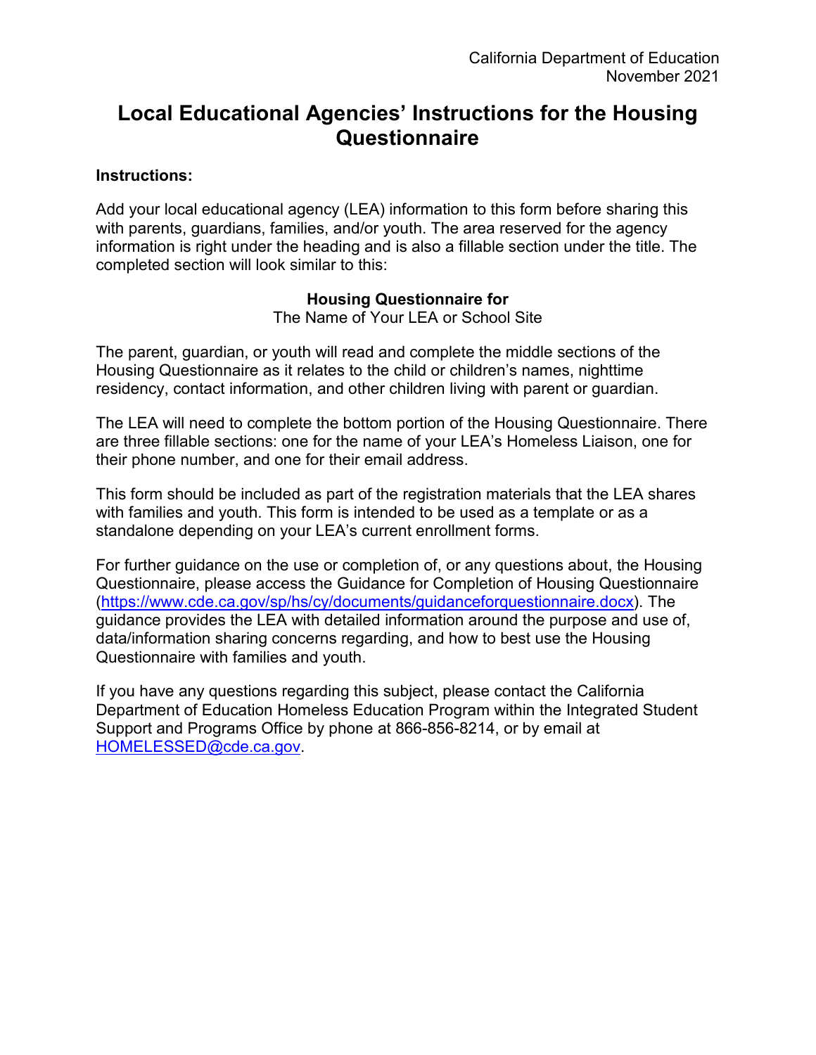California Department of Education
November 2021

# Local Educational Agencies' Instructions for the Housing Questionnaire

**Instructions:**

Add your local educational agency (LEA) information to this form before sharing this with parents, guardians, families, and/or youth. The area reserved for the agency information is right under the heading and is also a fillable section under the title. The completed section will look similar to this:

**Housing Questionnaire for**
The Name of Your LEA or School Site

The parent, guardian, or youth will read and complete the middle sections of the Housing Questionnaire as it relates to the child or children's names, nighttime residency, contact information, and other children living with parent or guardian.

The LEA will need to complete the bottom portion of the Housing Questionnaire. There are three fillable sections: one for the name of your LEA's Homeless Liaison, one for their phone number, and one for their email address.

This form should be included as part of the registration materials that the LEA shares with families and youth. This form is intended to be used as a template or as a standalone depending on your LEA's current enrollment forms.

For further guidance on the use or completion of, or any questions about, the Housing Questionnaire, please access the Guidance for Completion of Housing Questionnaire (https://www.cde.ca.gov/sp/hs/cy/documents/guidanceforquestionnaire.docx). The guidance provides the LEA with detailed information around the purpose and use of, data/information sharing concerns regarding, and how to best use the Housing Questionnaire with families and youth.

If you have any questions regarding this subject, please contact the California Department of Education Homeless Education Program within the Integrated Student Support and Programs Office by phone at 866-856-8214, or by email at HOMELESSED@cde.ca.gov.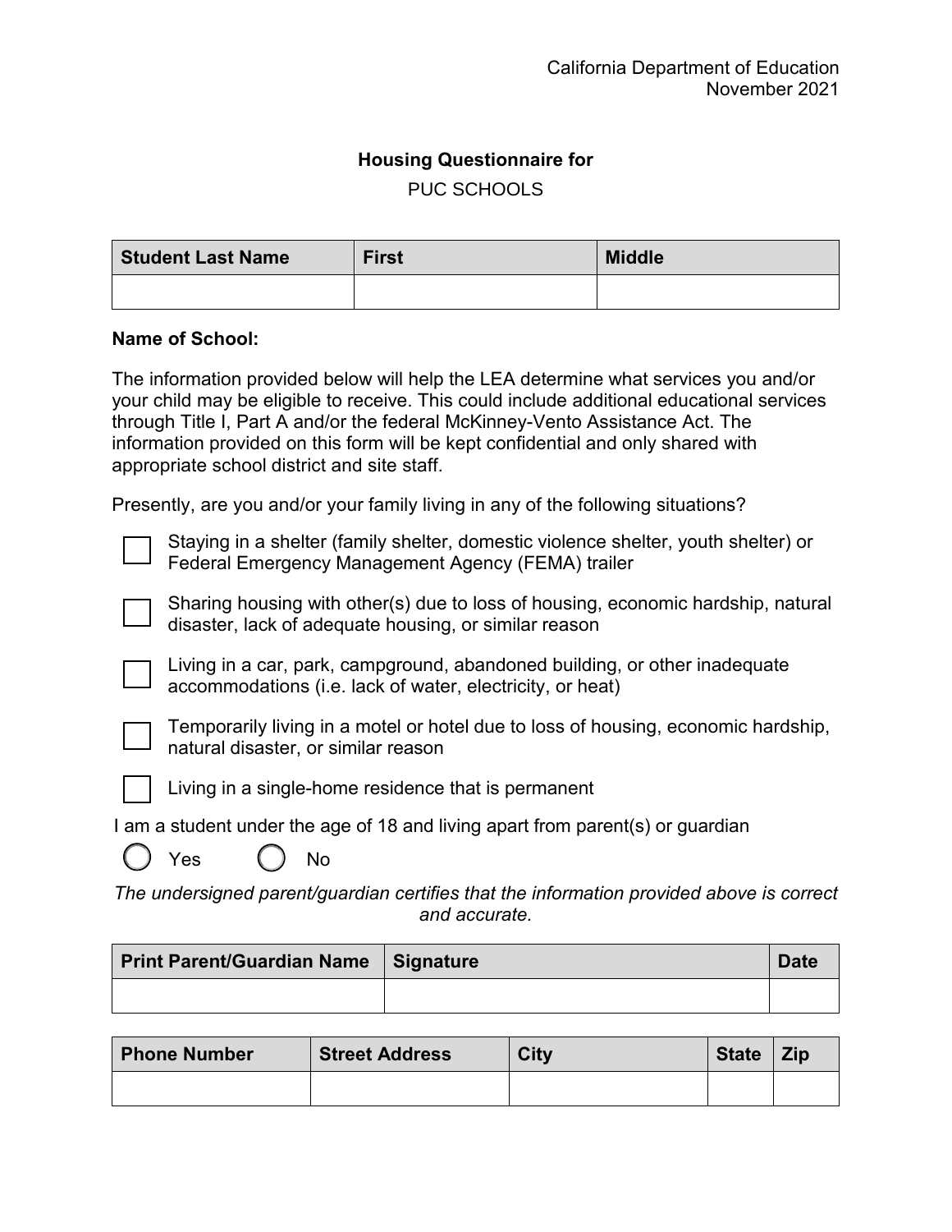California Department of Education
November 2021

**Housing Questionnaire for**

PUC SCHOOLS

| Student Last Name | First | Middle |
| --- | --- | --- |
| | | |

**Name of School:**

The information provided below will help the LEA determine what services you and/or your child may be eligible to receive. This could include additional educational services through Title I, Part A and/or the federal McKinney-Vento Assistance Act. The information provided on this form will be kept confidential and only shared with appropriate school district and site staff.

Presently, are you and/or your family living in any of the following situations?

- ☐ Staying in a shelter (family shelter, domestic violence shelter, youth shelter) or Federal Emergency Management Agency (FEMA) trailer
- ☐ Sharing housing with other(s) due to loss of housing, economic hardship, natural disaster, lack of adequate housing, or similar reason
- ☐ Living in a car, park, campground, abandoned building, or other inadequate accommodations (i.e. lack of water, electricity, or heat)
- ☐ Temporarily living in a motel or hotel due to loss of housing, economic hardship, natural disaster, or similar reason
- ☐ Living in a single-home residence that is permanent

I am a student under the age of 18 and living apart from parent(s) or guardian

◯ Yes ◯ No

*The undersigned parent/guardian certifies that the information provided above is correct and accurate.*

| Print Parent/Guardian Name | Signature | Date |
| --- | --- | --- |
| | | |

| Phone Number | Street Address | City | State | Zip |
| --- | --- | --- | --- | --- |
| | | | | |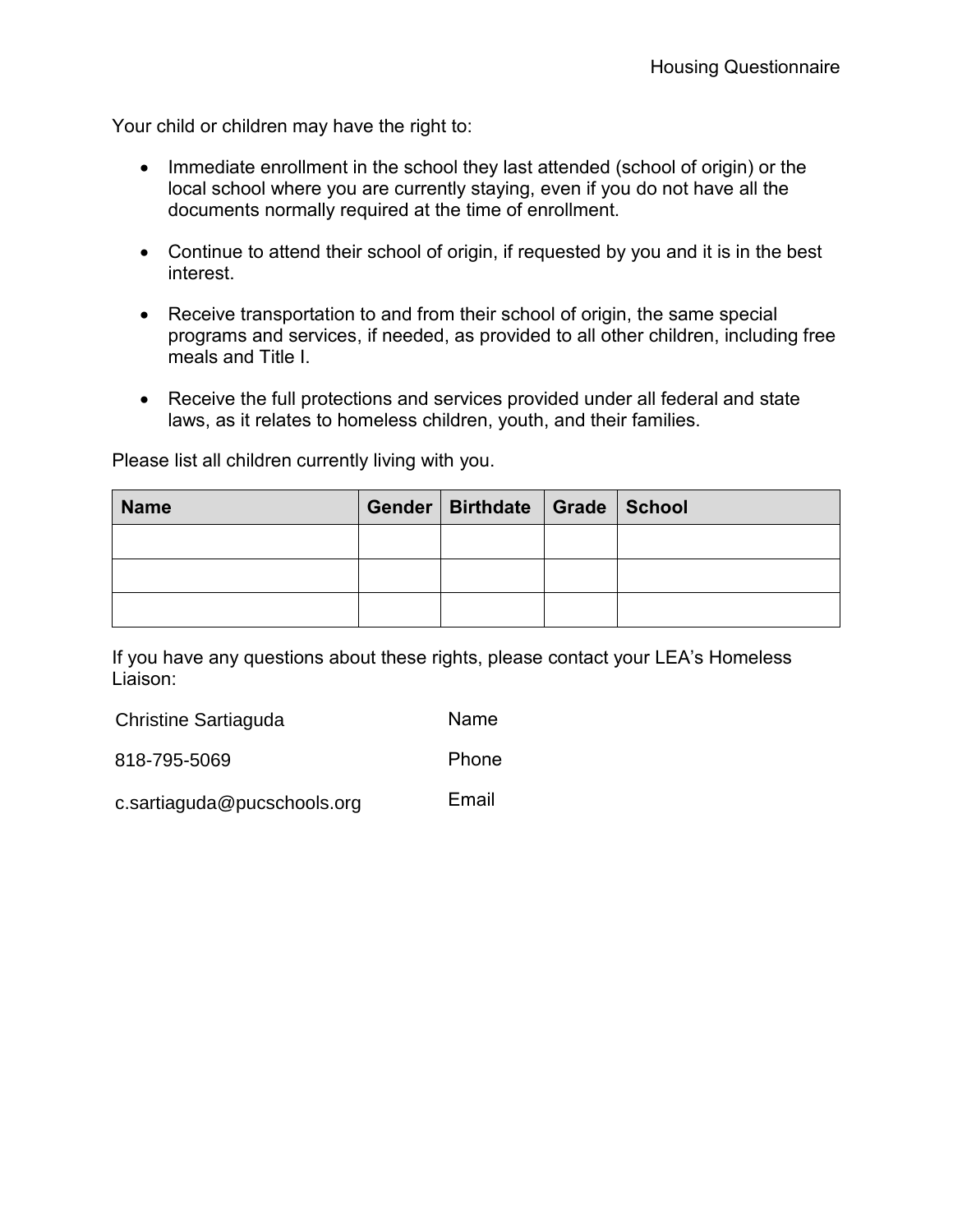Your child or children may have the right to:

- Immediate enrollment in the school they last attended (school of origin) or the local school where you are currently staying, even if you do not have all the documents normally required at the time of enrollment.
- Continue to attend their school of origin, if requested by you and it is in the best interest.
- Receive transportation to and from their school of origin, the same special programs and services, if needed, as provided to all other children, including free meals and Title I.
- Receive the full protections and services provided under all federal and state laws, as it relates to homeless children, youth, and their families.

Please list all children currently living with you.

| Name | Gender | Birthdate | Grade | School |
|---|---|---|---|---|
| | | | | |
| | | | | |
| | | | | |

If you have any questions about these rights, please contact your LEA's Homeless Liaison:

| | |
|---|---|
| Christine Sartiaguda | Name |
| 818-795-5069 | Phone |
| c.sartiaguda@pucschools.org | Email |